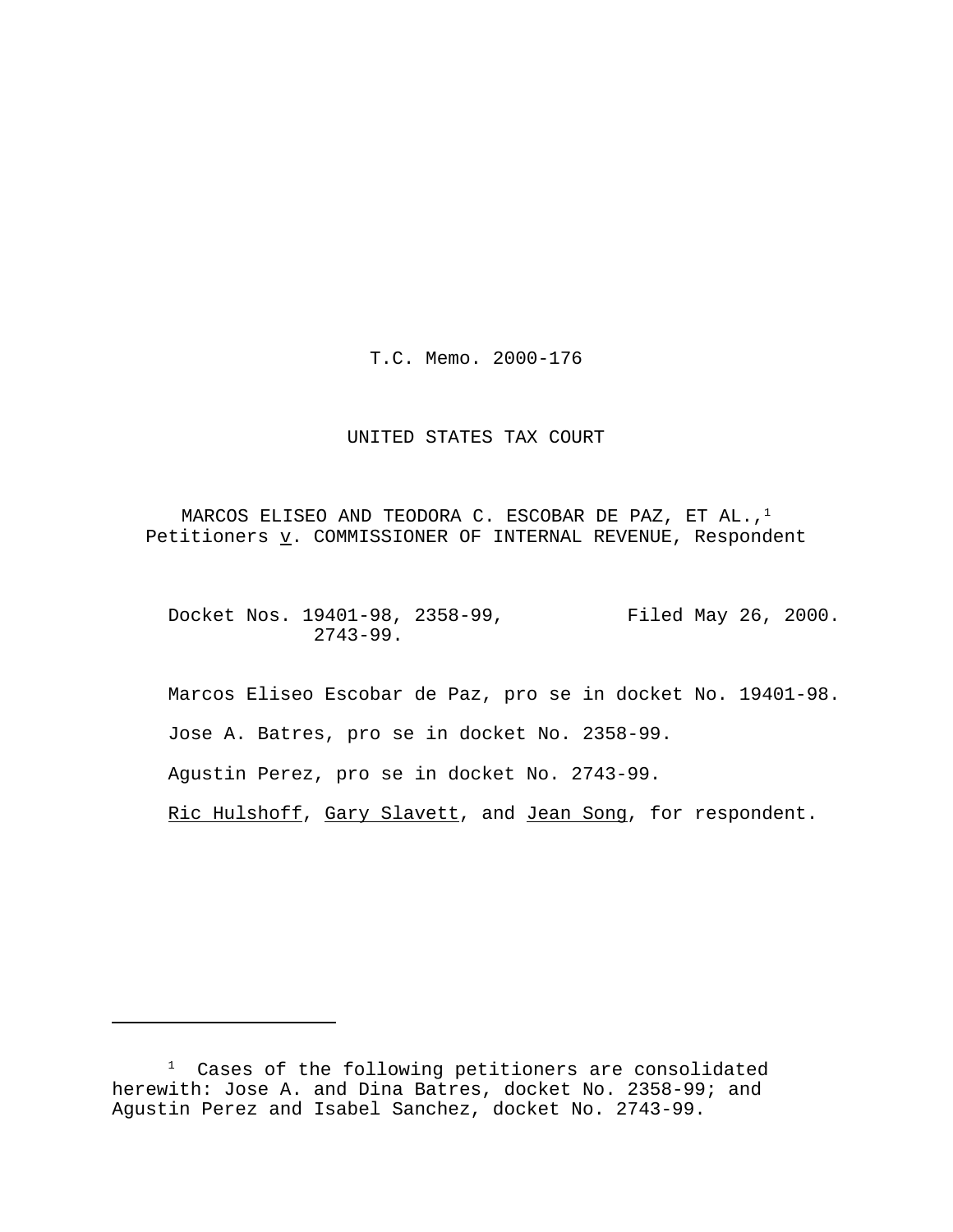T.C. Memo. 2000-176

UNITED STATES TAX COURT

MARCOS ELISEO AND TEODORA C. ESCOBAR DE PAZ, ET AL.,[1] Petitioners v. COMMISSIONER OF INTERNAL REVENUE, Respondent

Docket Nos. 19401-98, 2358-99, 2743-99. Filed May 26, 2000.

Marcos Eliseo Escobar de Paz, pro se in docket No. 19401-98.

Jose A. Batres, pro se in docket No. 2358-99.

Agustin Perez, pro se in docket No. 2743-99.

Ric Hulshoff, Gary Slavett, and Jean Song, for respondent.

---

[1] Cases of the following petitioners are consolidated herewith: Jose A. and Dina Batres, docket No. 2358-99; and Agustin Perez and Isabel Sanchez, docket No. 2743-99.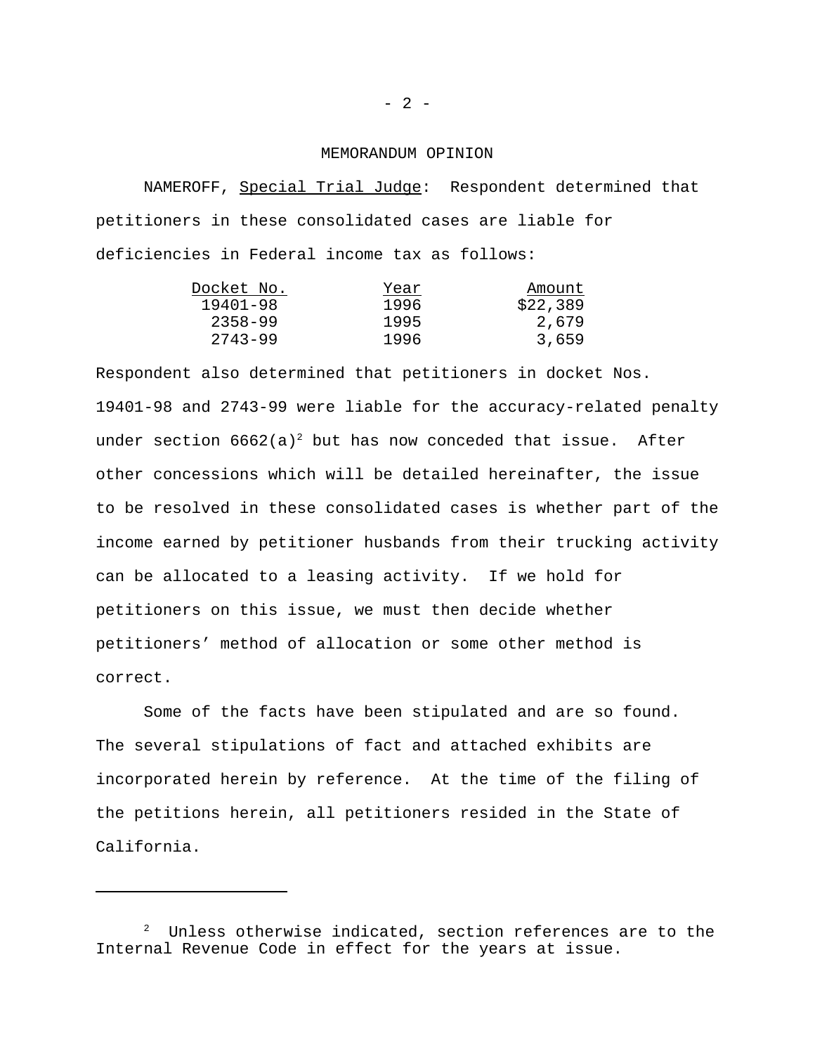MEMORANDUM OPINION

NAMEROFF, Special Trial Judge: Respondent determined that petitioners in these consolidated cases are liable for deficiencies in Federal income tax as follows:

| Docket No. | Year | Amount |
| --- | --- | --- |
| 19401-98 | 1996 | $22,389 |
| 2358-99 | 1995 | 2,679 |
| 2743-99 | 1996 | 3,659 |

Respondent also determined that petitioners in docket Nos. 19401-98 and 2743-99 were liable for the accuracy-related penalty under section 6662(a)[2] but has now conceded that issue. After other concessions which will be detailed hereinafter, the issue to be resolved in these consolidated cases is whether part of the income earned by petitioner husbands from their trucking activity can be allocated to a leasing activity. If we hold for petitioners on this issue, we must then decide whether petitioners' method of allocation or some other method is correct.

Some of the facts have been stipulated and are so found. The several stipulations of fact and attached exhibits are incorporated herein by reference. At the time of the filing of the petitions herein, all petitioners resided in the State of California.

---

[2] Unless otherwise indicated, section references are to the Internal Revenue Code in effect for the years at issue.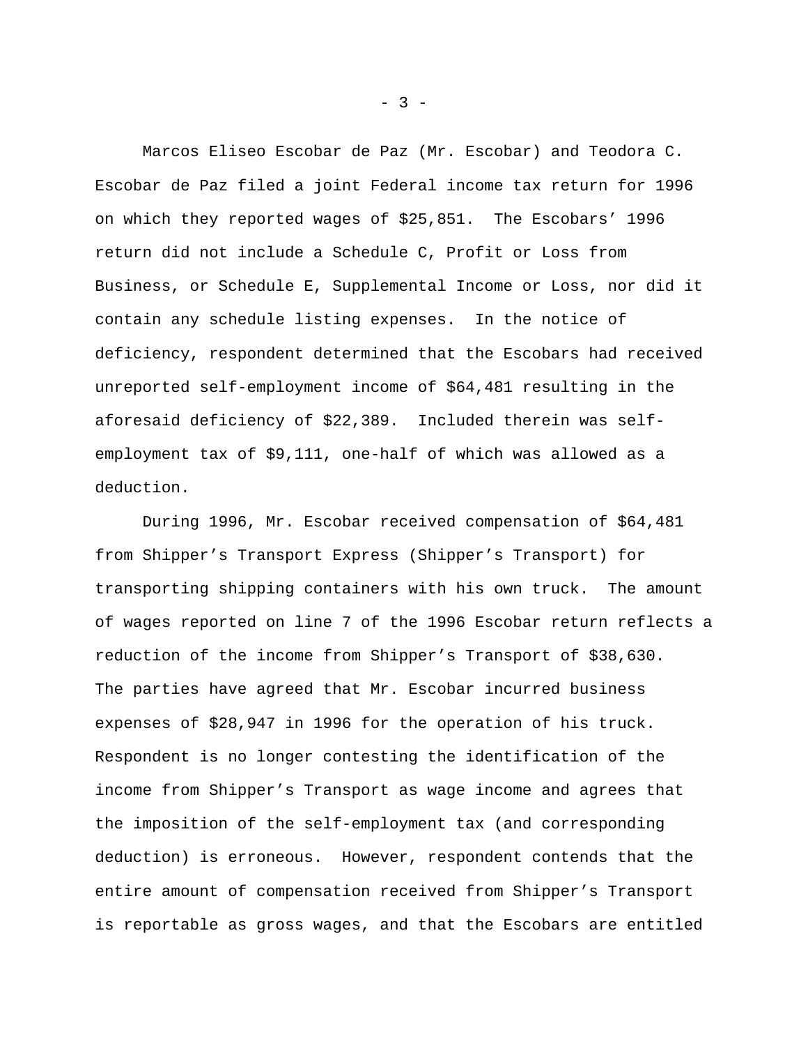Marcos Eliseo Escobar de Paz (Mr. Escobar) and Teodora C. Escobar de Paz filed a joint Federal income tax return for 1996 on which they reported wages of $25,851. The Escobars' 1996 return did not include a Schedule C, Profit or Loss from Business, or Schedule E, Supplemental Income or Loss, nor did it contain any schedule listing expenses. In the notice of deficiency, respondent determined that the Escobars had received unreported self-employment income of $64,481 resulting in the aforesaid deficiency of $22,389. Included therein was self-employment tax of $9,111, one-half of which was allowed as a deduction.

During 1996, Mr. Escobar received compensation of $64,481 from Shipper's Transport Express (Shipper's Transport) for transporting shipping containers with his own truck. The amount of wages reported on line 7 of the 1996 Escobar return reflects a reduction of the income from Shipper's Transport of $38,630. The parties have agreed that Mr. Escobar incurred business expenses of $28,947 in 1996 for the operation of his truck. Respondent is no longer contesting the identification of the income from Shipper's Transport as wage income and agrees that the imposition of the self-employment tax (and corresponding deduction) is erroneous. However, respondent contends that the entire amount of compensation received from Shipper's Transport is reportable as gross wages, and that the Escobars are entitled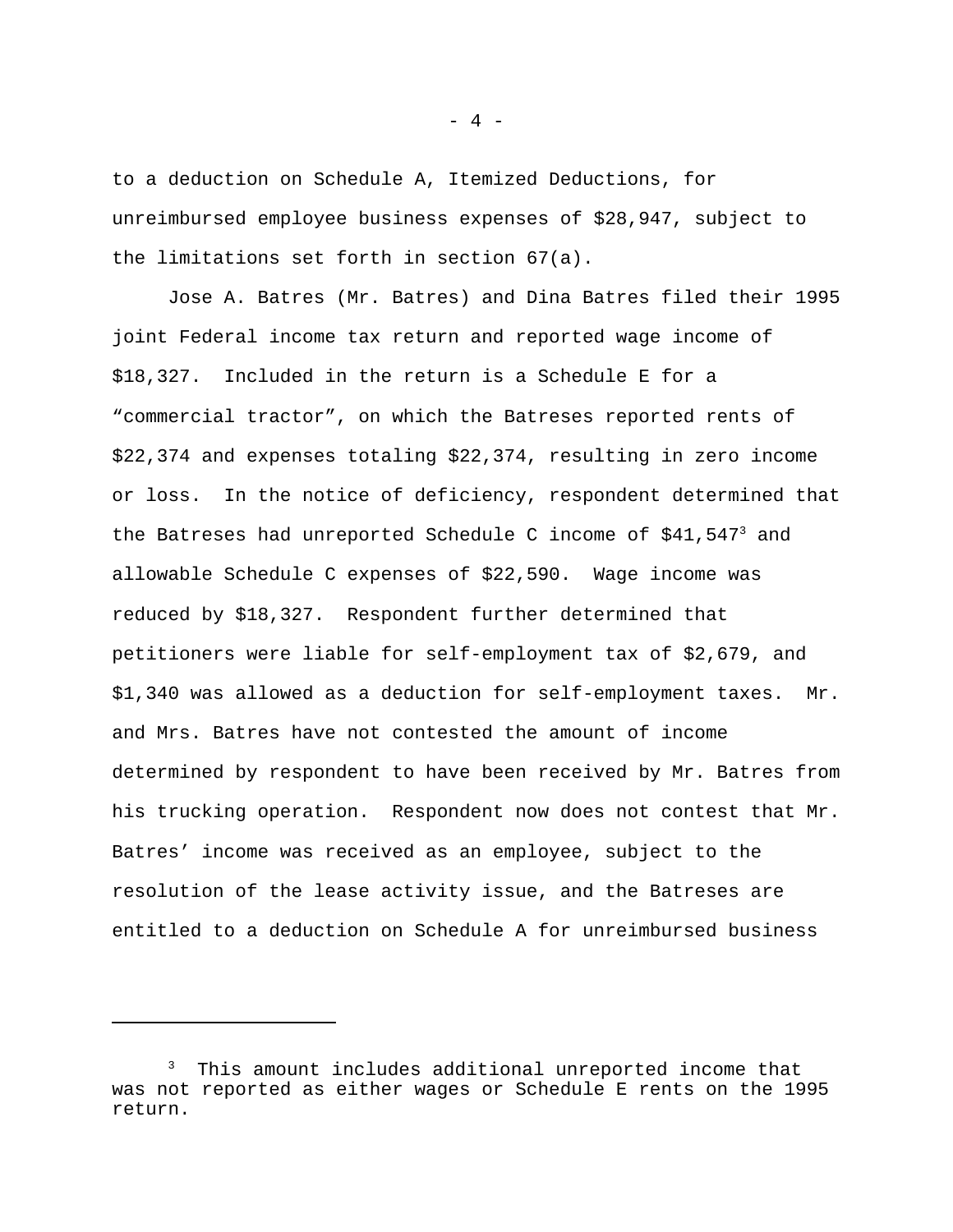to a deduction on Schedule A, Itemized Deductions, for unreimbursed employee business expenses of $28,947, subject to the limitations set forth in section 67(a).

Jose A. Batres (Mr. Batres) and Dina Batres filed their 1995 joint Federal income tax return and reported wage income of $18,327. Included in the return is a Schedule E for a “commercial tractor”, on which the Batreses reported rents of $22,374 and expenses totaling $22,374, resulting in zero income or loss. In the notice of deficiency, respondent determined that the Batreses had unreported Schedule C income of $41,547[3] and allowable Schedule C expenses of $22,590. Wage income was reduced by $18,327. Respondent further determined that petitioners were liable for self-employment tax of $2,679, and $1,340 was allowed as a deduction for self-employment taxes. Mr. and Mrs. Batres have not contested the amount of income determined by respondent to have been received by Mr. Batres from his trucking operation. Respondent now does not contest that Mr. Batres’ income was received as an employee, subject to the resolution of the lease activity issue, and the Batreses are entitled to a deduction on Schedule A for unreimbursed business

[3] This amount includes additional unreported income that was not reported as either wages or Schedule E rents on the 1995 return.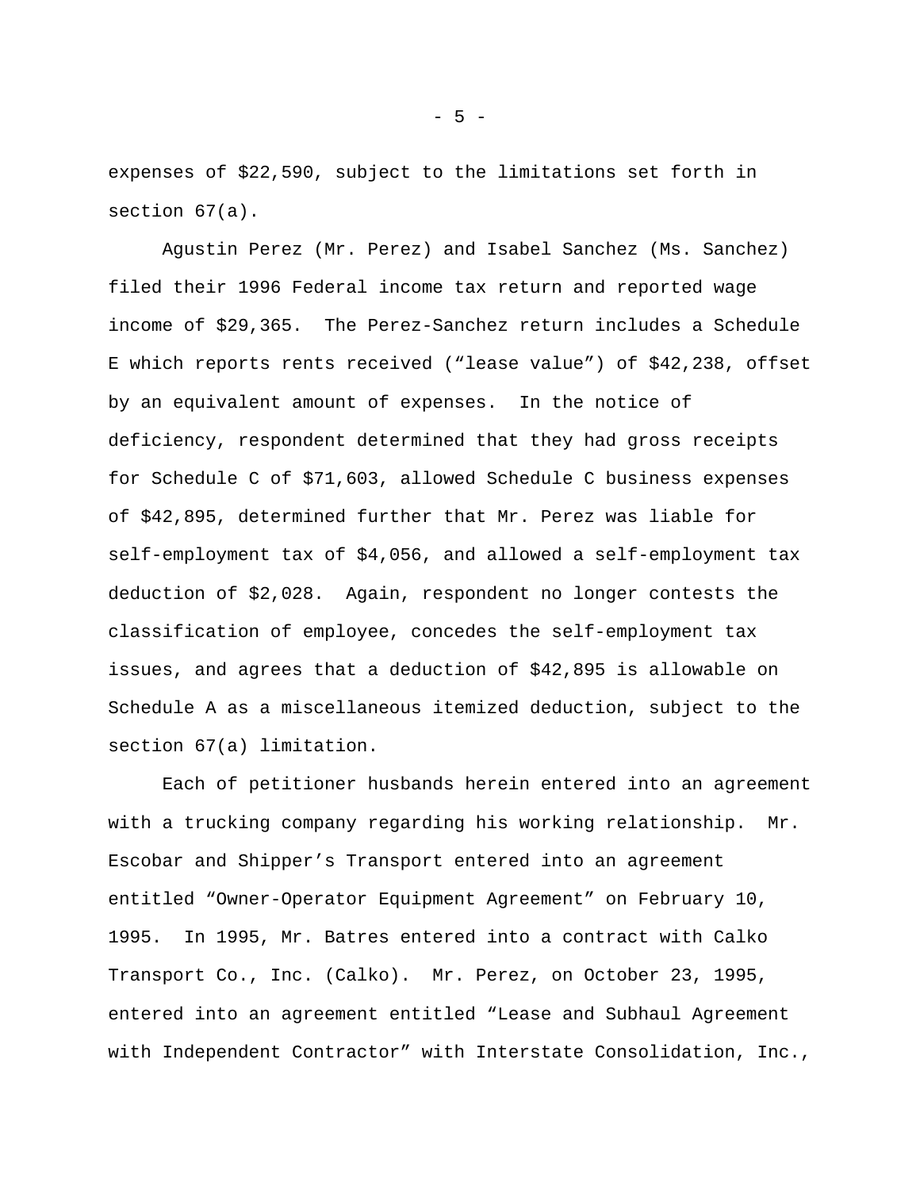expenses of $22,590, subject to the limitations set forth in section 67(a).

Agustin Perez (Mr. Perez) and Isabel Sanchez (Ms. Sanchez) filed their 1996 Federal income tax return and reported wage income of $29,365. The Perez-Sanchez return includes a Schedule E which reports rents received (“lease value”) of $42,238, offset by an equivalent amount of expenses. In the notice of deficiency, respondent determined that they had gross receipts for Schedule C of $71,603, allowed Schedule C business expenses of $42,895, determined further that Mr. Perez was liable for self-employment tax of $4,056, and allowed a self-employment tax deduction of $2,028. Again, respondent no longer contests the classification of employee, concedes the self-employment tax issues, and agrees that a deduction of $42,895 is allowable on Schedule A as a miscellaneous itemized deduction, subject to the section 67(a) limitation.

Each of petitioner husbands herein entered into an agreement with a trucking company regarding his working relationship. Mr. Escobar and Shipper’s Transport entered into an agreement entitled “Owner-Operator Equipment Agreement” on February 10, 1995. In 1995, Mr. Batres entered into a contract with Calko Transport Co., Inc. (Calko). Mr. Perez, on October 23, 1995, entered into an agreement entitled “Lease and Subhaul Agreement with Independent Contractor” with Interstate Consolidation, Inc.,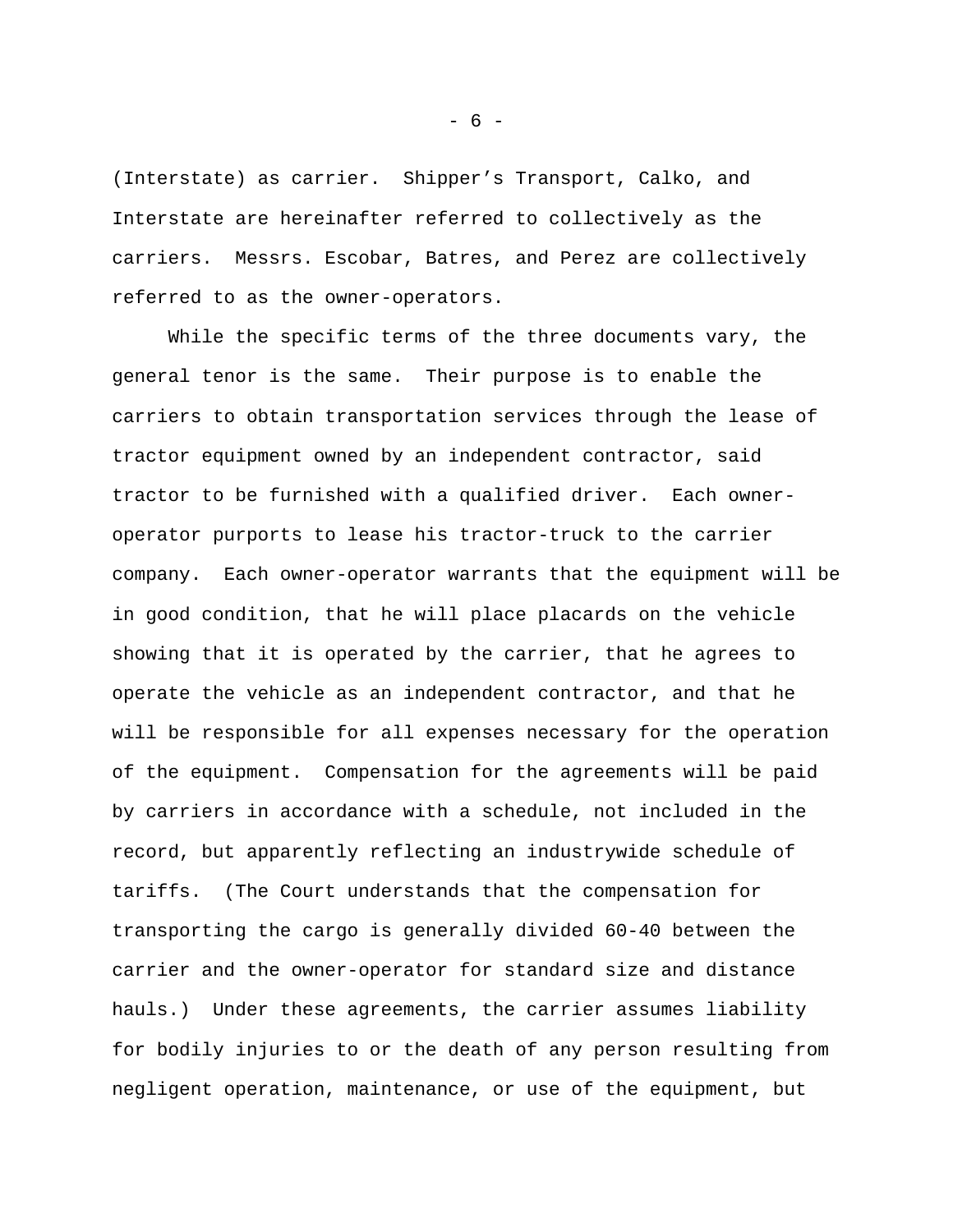(Interstate) as carrier. Shipper's Transport, Calko, and Interstate are hereinafter referred to collectively as the carriers. Messrs. Escobar, Batres, and Perez are collectively referred to as the owner-operators.

While the specific terms of the three documents vary, the general tenor is the same. Their purpose is to enable the carriers to obtain transportation services through the lease of tractor equipment owned by an independent contractor, said tractor to be furnished with a qualified driver. Each owner-operator purports to lease his tractor-truck to the carrier company. Each owner-operator warrants that the equipment will be in good condition, that he will place placards on the vehicle showing that it is operated by the carrier, that he agrees to operate the vehicle as an independent contractor, and that he will be responsible for all expenses necessary for the operation of the equipment. Compensation for the agreements will be paid by carriers in accordance with a schedule, not included in the record, but apparently reflecting an industrywide schedule of tariffs. (The Court understands that the compensation for transporting the cargo is generally divided 60-40 between the carrier and the owner-operator for standard size and distance hauls.) Under these agreements, the carrier assumes liability for bodily injuries to or the death of any person resulting from negligent operation, maintenance, or use of the equipment, but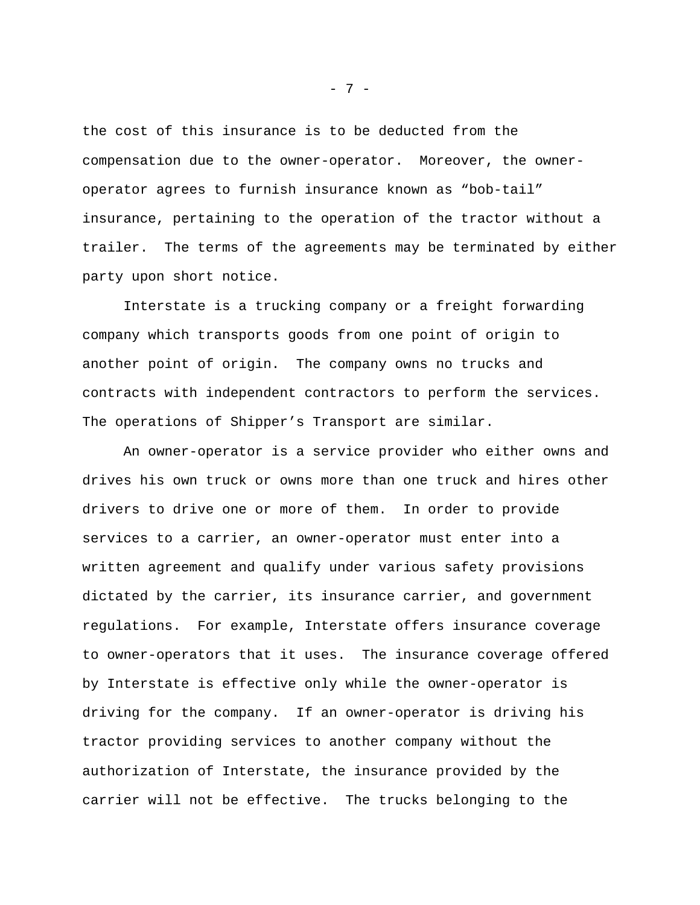the cost of this insurance is to be deducted from the compensation due to the owner-operator. Moreover, the owner-operator agrees to furnish insurance known as "bob-tail" insurance, pertaining to the operation of the tractor without a trailer. The terms of the agreements may be terminated by either party upon short notice.

Interstate is a trucking company or a freight forwarding company which transports goods from one point of origin to another point of origin. The company owns no trucks and contracts with independent contractors to perform the services. The operations of Shipper's Transport are similar.

An owner-operator is a service provider who either owns and drives his own truck or owns more than one truck and hires other drivers to drive one or more of them. In order to provide services to a carrier, an owner-operator must enter into a written agreement and qualify under various safety provisions dictated by the carrier, its insurance carrier, and government regulations. For example, Interstate offers insurance coverage to owner-operators that it uses. The insurance coverage offered by Interstate is effective only while the owner-operator is driving for the company. If an owner-operator is driving his tractor providing services to another company without the authorization of Interstate, the insurance provided by the carrier will not be effective. The trucks belonging to the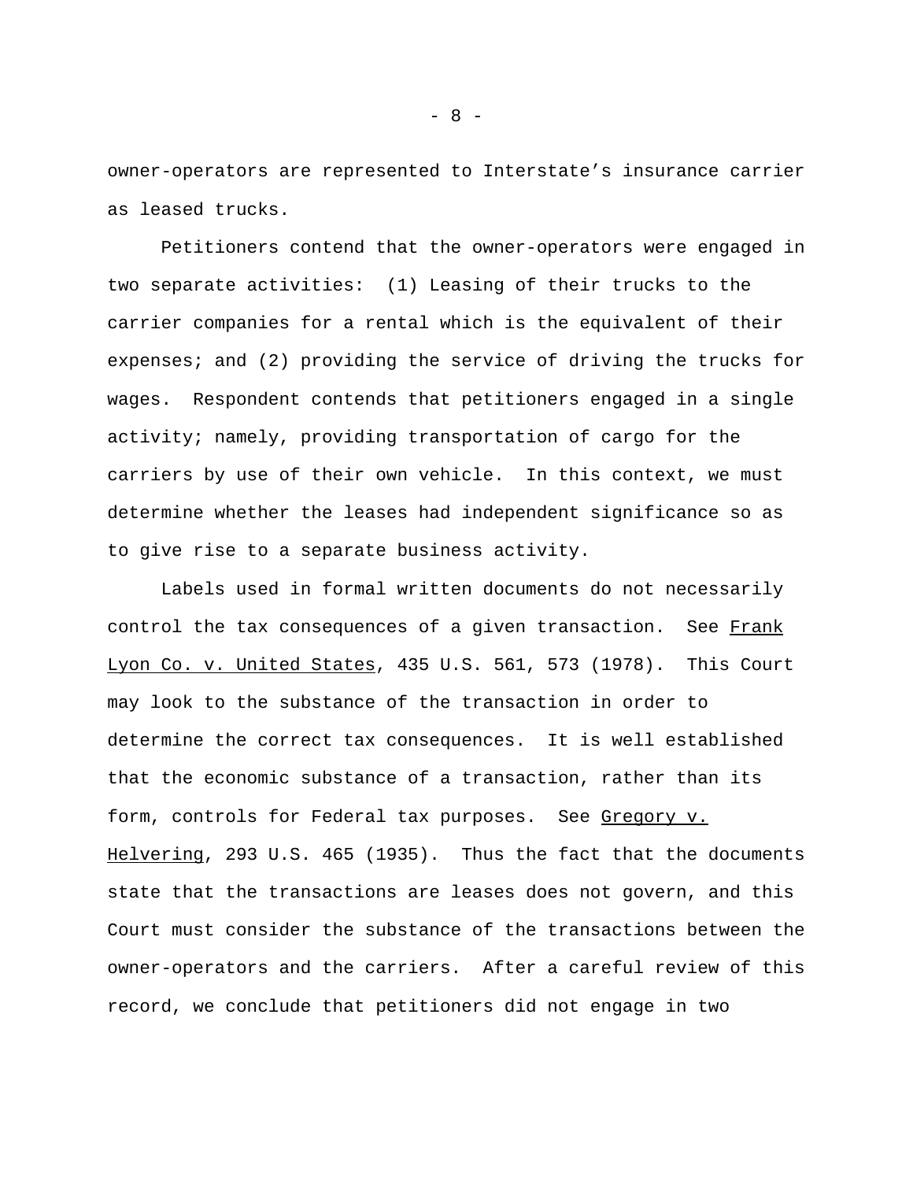owner-operators are represented to Interstate's insurance carrier as leased trucks.

Petitioners contend that the owner-operators were engaged in two separate activities: (1) Leasing of their trucks to the carrier companies for a rental which is the equivalent of their expenses; and (2) providing the service of driving the trucks for wages. Respondent contends that petitioners engaged in a single activity; namely, providing transportation of cargo for the carriers by use of their own vehicle. In this context, we must determine whether the leases had independent significance so as to give rise to a separate business activity.

Labels used in formal written documents do not necessarily control the tax consequences of a given transaction. See Frank Lyon Co. v. United States, 435 U.S. 561, 573 (1978). This Court may look to the substance of the transaction in order to determine the correct tax consequences. It is well established that the economic substance of a transaction, rather than its form, controls for Federal tax purposes. See Gregory v. Helvering, 293 U.S. 465 (1935). Thus the fact that the documents state that the transactions are leases does not govern, and this Court must consider the substance of the transactions between the owner-operators and the carriers. After a careful review of this record, we conclude that petitioners did not engage in two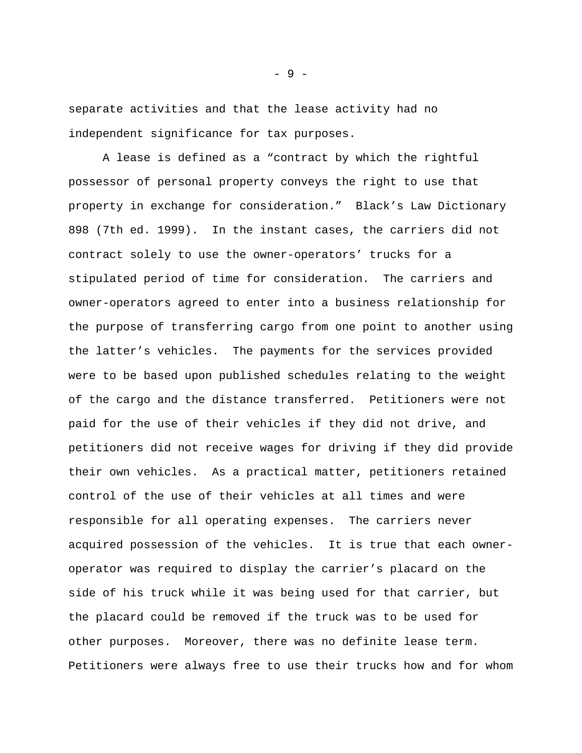separate activities and that the lease activity had no independent significance for tax purposes.

A lease is defined as a "contract by which the rightful possessor of personal property conveys the right to use that property in exchange for consideration." Black's Law Dictionary 898 (7th ed. 1999). In the instant cases, the carriers did not contract solely to use the owner-operators' trucks for a stipulated period of time for consideration. The carriers and owner-operators agreed to enter into a business relationship for the purpose of transferring cargo from one point to another using the latter's vehicles. The payments for the services provided were to be based upon published schedules relating to the weight of the cargo and the distance transferred. Petitioners were not paid for the use of their vehicles if they did not drive, and petitioners did not receive wages for driving if they did provide their own vehicles. As a practical matter, petitioners retained control of the use of their vehicles at all times and were responsible for all operating expenses. The carriers never acquired possession of the vehicles. It is true that each owner-operator was required to display the carrier's placard on the side of his truck while it was being used for that carrier, but the placard could be removed if the truck was to be used for other purposes. Moreover, there was no definite lease term. Petitioners were always free to use their trucks how and for whom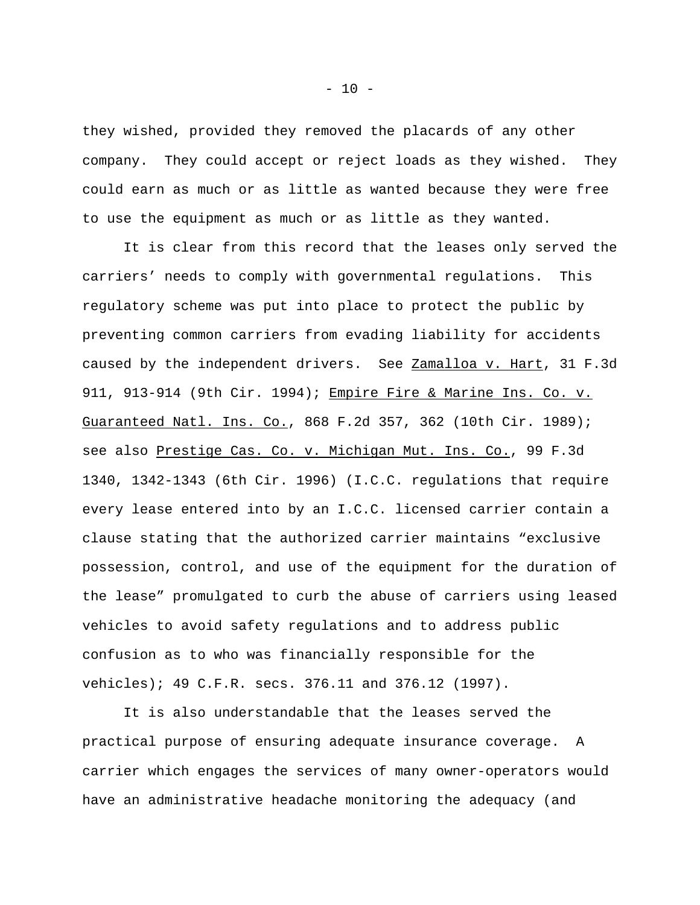they wished, provided they removed the placards of any other company. They could accept or reject loads as they wished. They could earn as much or as little as wanted because they were free to use the equipment as much or as little as they wanted.

It is clear from this record that the leases only served the carriers' needs to comply with governmental regulations. This regulatory scheme was put into place to protect the public by preventing common carriers from evading liability for accidents caused by the independent drivers. See Zamalloa v. Hart, 31 F.3d 911, 913-914 (9th Cir. 1994); Empire Fire & Marine Ins. Co. v. Guaranteed Natl. Ins. Co., 868 F.2d 357, 362 (10th Cir. 1989); see also Prestige Cas. Co. v. Michigan Mut. Ins. Co., 99 F.3d 1340, 1342-1343 (6th Cir. 1996) (I.C.C. regulations that require every lease entered into by an I.C.C. licensed carrier contain a clause stating that the authorized carrier maintains "exclusive possession, control, and use of the equipment for the duration of the lease" promulgated to curb the abuse of carriers using leased vehicles to avoid safety regulations and to address public confusion as to who was financially responsible for the vehicles); 49 C.F.R. secs. 376.11 and 376.12 (1997).

It is also understandable that the leases served the practical purpose of ensuring adequate insurance coverage. A carrier which engages the services of many owner-operators would have an administrative headache monitoring the adequacy (and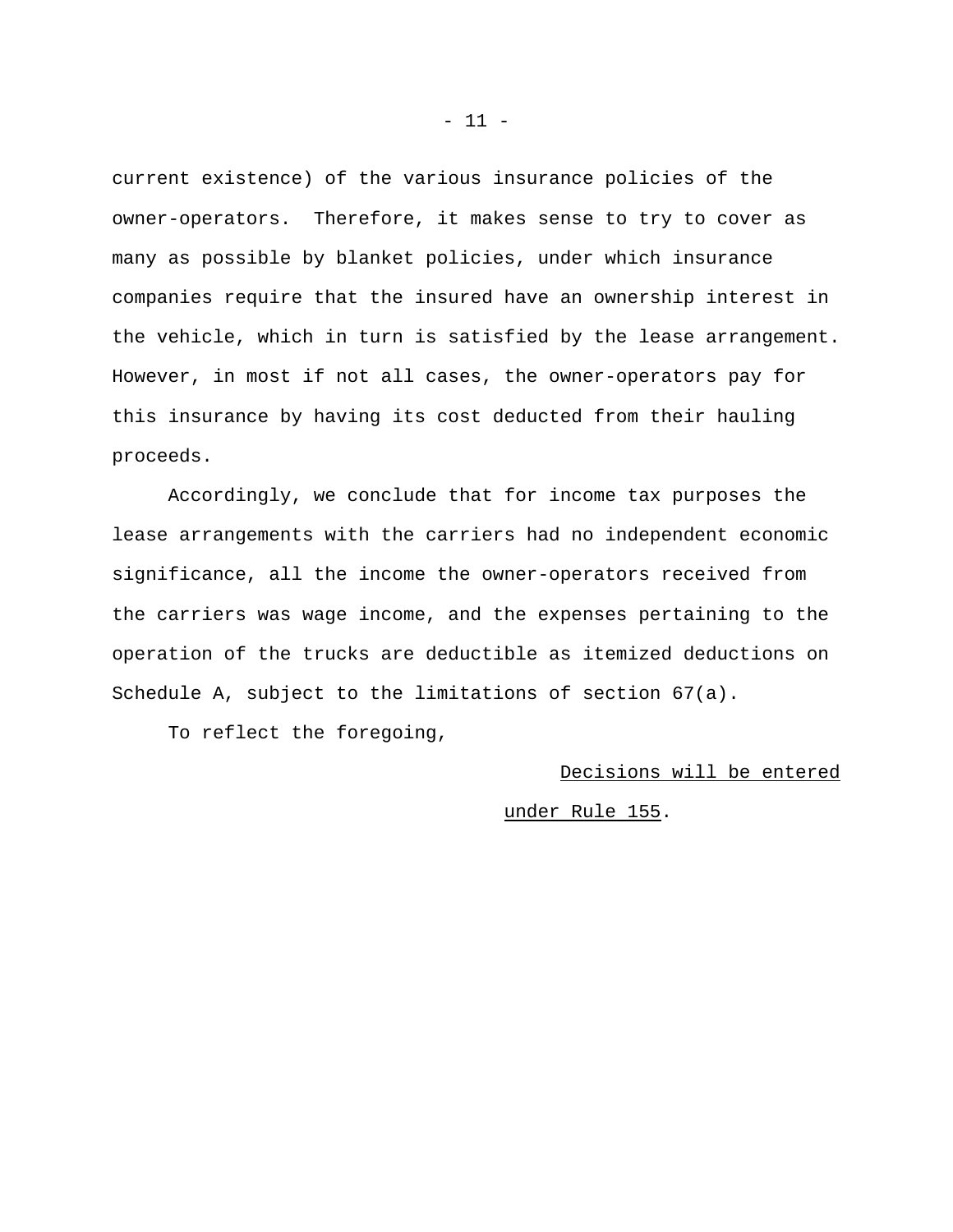current existence) of the various insurance policies of the owner-operators. Therefore, it makes sense to try to cover as many as possible by blanket policies, under which insurance companies require that the insured have an ownership interest in the vehicle, which in turn is satisfied by the lease arrangement. However, in most if not all cases, the owner-operators pay for this insurance by having its cost deducted from their hauling proceeds.

Accordingly, we conclude that for income tax purposes the lease arrangements with the carriers had no independent economic significance, all the income the owner-operators received from the carriers was wage income, and the expenses pertaining to the operation of the trucks are deductible as itemized deductions on Schedule A, subject to the limitations of section 67(a).

To reflect the foregoing,

Decisions will be entered under Rule 155.